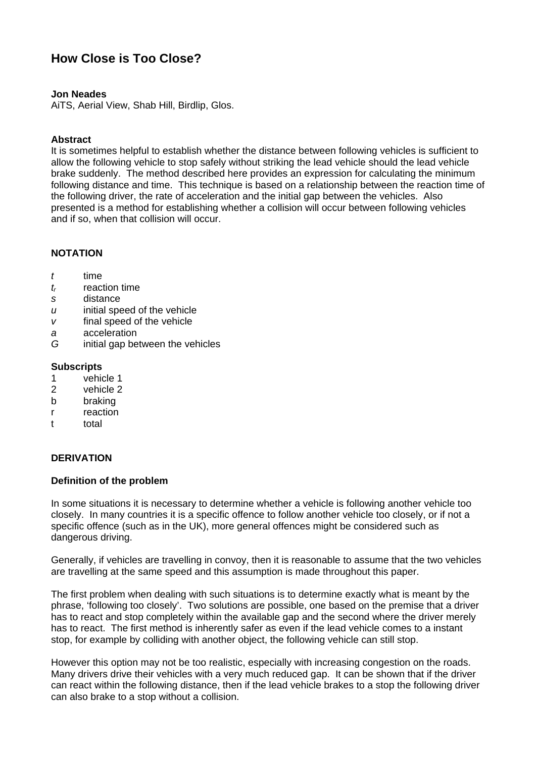# How Close is Too Close?

**Jon Neades**
AiTS, Aerial View, Shab Hill, Birdlip, Glos.

**Abstract**
It is sometimes helpful to establish whether the distance between following vehicles is sufficient to allow the following vehicle to stop safely without striking the lead vehicle should the lead vehicle brake suddenly. The method described here provides an expression for calculating the minimum following distance and time. This technique is based on a relationship between the reaction time of the following driver, the rate of acceleration and the initial gap between the vehicles. Also presented is a method for establishing whether a collision will occur between following vehicles and if so, when that collision will occur.

## NOTATION

| | |
|---|---|
| $t$ | time |
| $t_r$ | reaction time |
| $s$ | distance |
| $u$ | initial speed of the vehicle |
| $v$ | final speed of the vehicle |
| $a$ | acceleration |
| $G$ | initial gap between the vehicles |

**Subscripts**

| | |
|---|---|
| 1 | vehicle 1 |
| 2 | vehicle 2 |
| b | braking |
| r | reaction |
| t | total |

## DERIVATION

### Definition of the problem

In some situations it is necessary to determine whether a vehicle is following another vehicle too closely. In many countries it is a specific offence to follow another vehicle too closely, or if not a specific offence (such as in the UK), more general offences might be considered such as dangerous driving.

Generally, if vehicles are travelling in convoy, then it is reasonable to assume that the two vehicles are travelling at the same speed and this assumption is made throughout this paper.

The first problem when dealing with such situations is to determine exactly what is meant by the phrase, 'following too closely'. Two solutions are possible, one based on the premise that a driver has to react and stop completely within the available gap and the second where the driver merely has to react. The first method is inherently safer as even if the lead vehicle comes to a instant stop, for example by colliding with another object, the following vehicle can still stop.

However this option may not be too realistic, especially with increasing congestion on the roads. Many drivers drive their vehicles with a very much reduced gap. It can be shown that if the driver can react within the following distance, then if the lead vehicle brakes to a stop the following driver can also brake to a stop without a collision.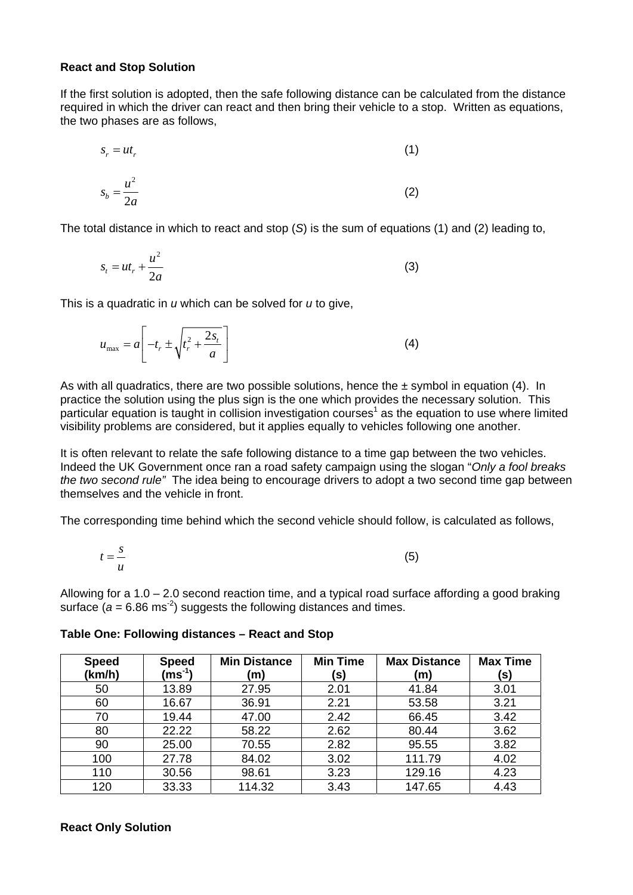**React and Stop Solution**

If the first solution is adopted, then the safe following distance can be calculated from the distance required in which the driver can react and then bring their vehicle to a stop. Written as equations, the two phases are as follows,

$$s_r = ut_r \qquad (1)$$

$$s_b = \frac{u^2}{2a} \qquad (2)$$

The total distance in which to react and stop (*S*) is the sum of equations (1) and (2) leading to,

$$s_t = ut_r + \frac{u^2}{2a} \qquad (3)$$

This is a quadratic in *u* which can be solved for *u* to give,

$$u_{\max} = a\left[-t_r \pm \sqrt{t_r^2 + \frac{2s_t}{a}}\right] \qquad (4)$$

As with all quadratics, there are two possible solutions, hence the ± symbol in equation (4). In practice the solution using the plus sign is the one which provides the necessary solution. This particular equation is taught in collision investigation courses[1] as the equation to use where limited visibility problems are considered, but it applies equally to vehicles following one another.

It is often relevant to relate the safe following distance to a time gap between the two vehicles. Indeed the UK Government once ran a road safety campaign using the slogan "*Only a fool breaks the two second rule"* The idea being to encourage drivers to adopt a two second time gap between themselves and the vehicle in front.

The corresponding time behind which the second vehicle should follow, is calculated as follows,

$$t = \frac{s}{u} \qquad (5)$$

Allowing for a 1.0 – 2.0 second reaction time, and a typical road surface affording a good braking surface ($a$ = 6.86 $ms^{-2}$) suggests the following distances and times.

**Table One: Following distances – React and Stop**

| Speed (km/h) | Speed ($ms^{-1}$) | Min Distance (m) | Min Time (s) | Max Distance (m) | Max Time (s) |
|---|---|---|---|---|---|
| 50 | 13.89 | 27.95 | 2.01 | 41.84 | 3.01 |
| 60 | 16.67 | 36.91 | 2.21 | 53.58 | 3.21 |
| 70 | 19.44 | 47.00 | 2.42 | 66.45 | 3.42 |
| 80 | 22.22 | 58.22 | 2.62 | 80.44 | 3.62 |
| 90 | 25.00 | 70.55 | 2.82 | 95.55 | 3.82 |
| 100 | 27.78 | 84.02 | 3.02 | 111.79 | 4.02 |
| 110 | 30.56 | 98.61 | 3.23 | 129.16 | 4.23 |
| 120 | 33.33 | 114.32 | 3.43 | 147.65 | 4.43 |

**React Only Solution**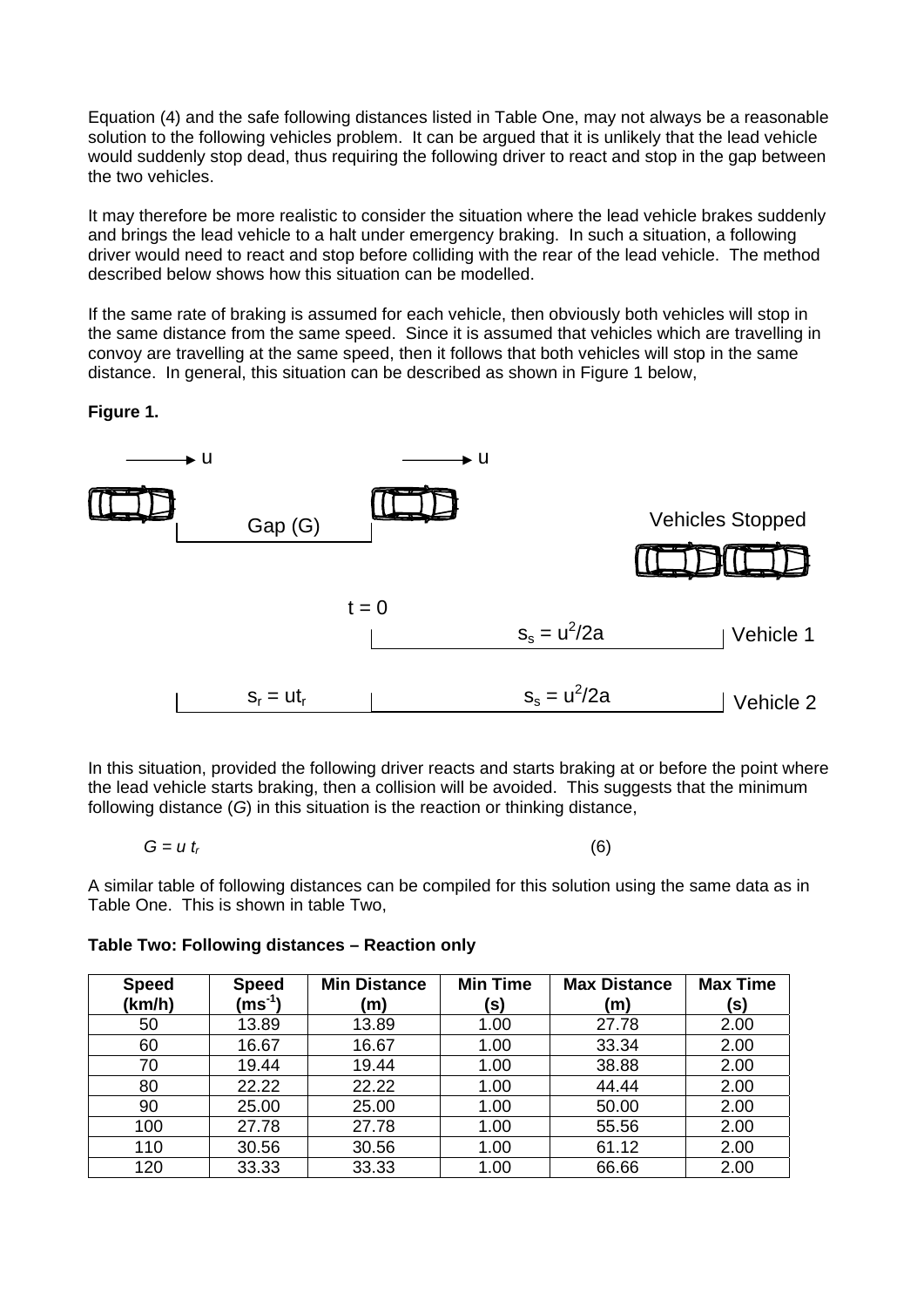Equation (4) and the safe following distances listed in Table One, may not always be a reasonable solution to the following vehicles problem. It can be argued that it is unlikely that the lead vehicle would suddenly stop dead, thus requiring the following driver to react and stop in the gap between the two vehicles.

It may therefore be more realistic to consider the situation where the lead vehicle brakes suddenly and brings the lead vehicle to a halt under emergency braking. In such a situation, a following driver would need to react and stop before colliding with the rear of the lead vehicle. The method described below shows how this situation can be modelled.

If the same rate of braking is assumed for each vehicle, then obviously both vehicles will stop in the same distance from the same speed. Since it is assumed that vehicles which are travelling in convoy are travelling at the same speed, then it follows that both vehicles will stop in the same distance. In general, this situation can be described as shown in Figure 1 below,

**Figure 1.**

u u

Gap (G)

Vehicles Stopped

t = 0

$s_s = u^2/2a$ Vehicle 1

$s_r = ut_r$ $s_s = u^2/2a$ Vehicle 2

In this situation, provided the following driver reacts and starts braking at or before the point where the lead vehicle starts braking, then a collision will be avoided. This suggests that the minimum following distance (*G*) in this situation is the reaction or thinking distance,

$$G = u\,t_r \qquad (6)$$

A similar table of following distances can be compiled for this solution using the same data as in Table One. This is shown in table Two,

**Table Two: Following distances – Reaction only**

| Speed (km/h) | Speed ($ms^{-1}$) | Min Distance (m) | Min Time (s) | Max Distance (m) | Max Time (s) |
|---|---|---|---|---|---|
| 50 | 13.89 | 13.89 | 1.00 | 27.78 | 2.00 |
| 60 | 16.67 | 16.67 | 1.00 | 33.34 | 2.00 |
| 70 | 19.44 | 19.44 | 1.00 | 38.88 | 2.00 |
| 80 | 22.22 | 22.22 | 1.00 | 44.44 | 2.00 |
| 90 | 25.00 | 25.00 | 1.00 | 50.00 | 2.00 |
| 100 | 27.78 | 27.78 | 1.00 | 55.56 | 2.00 |
| 110 | 30.56 | 30.56 | 1.00 | 61.12 | 2.00 |
| 120 | 33.33 | 33.33 | 1.00 | 66.66 | 2.00 |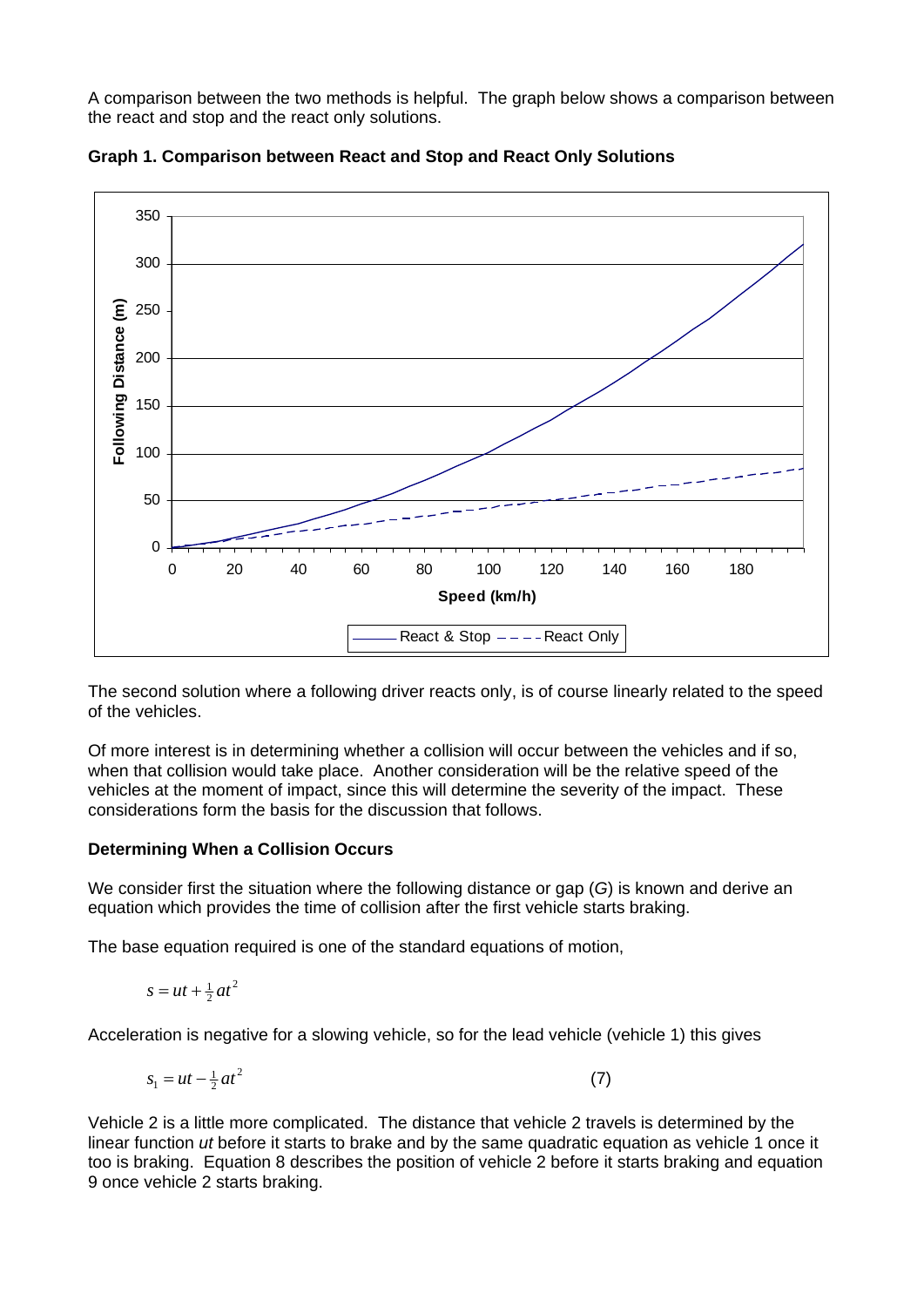A comparison between the two methods is helpful. The graph below shows a comparison between the react and stop and the react only solutions.

**Graph 1. Comparison between React and Stop and React Only Solutions**

The second solution where a following driver reacts only, is of course linearly related to the speed of the vehicles.

Of more interest is in determining whether a collision will occur between the vehicles and if so, when that collision would take place. Another consideration will be the relative speed of the vehicles at the moment of impact, since this will determine the severity of the impact. These considerations form the basis for the discussion that follows.

**Determining When a Collision Occurs**

We consider first the situation where the following distance or gap (*G*) is known and derive an equation which provides the time of collision after the first vehicle starts braking.

The base equation required is one of the standard equations of motion,

$$s = ut + \tfrac{1}{2}at^2$$

Acceleration is negative for a slowing vehicle, so for the lead vehicle (vehicle 1) this gives

$$s_1 = ut - \tfrac{1}{2}at^2 \qquad (7)$$

Vehicle 2 is a little more complicated. The distance that vehicle 2 travels is determined by the linear function *ut* before it starts to brake and by the same quadratic equation as vehicle 1 once it too is braking. Equation 8 describes the position of vehicle 2 before it starts braking and equation 9 once vehicle 2 starts braking.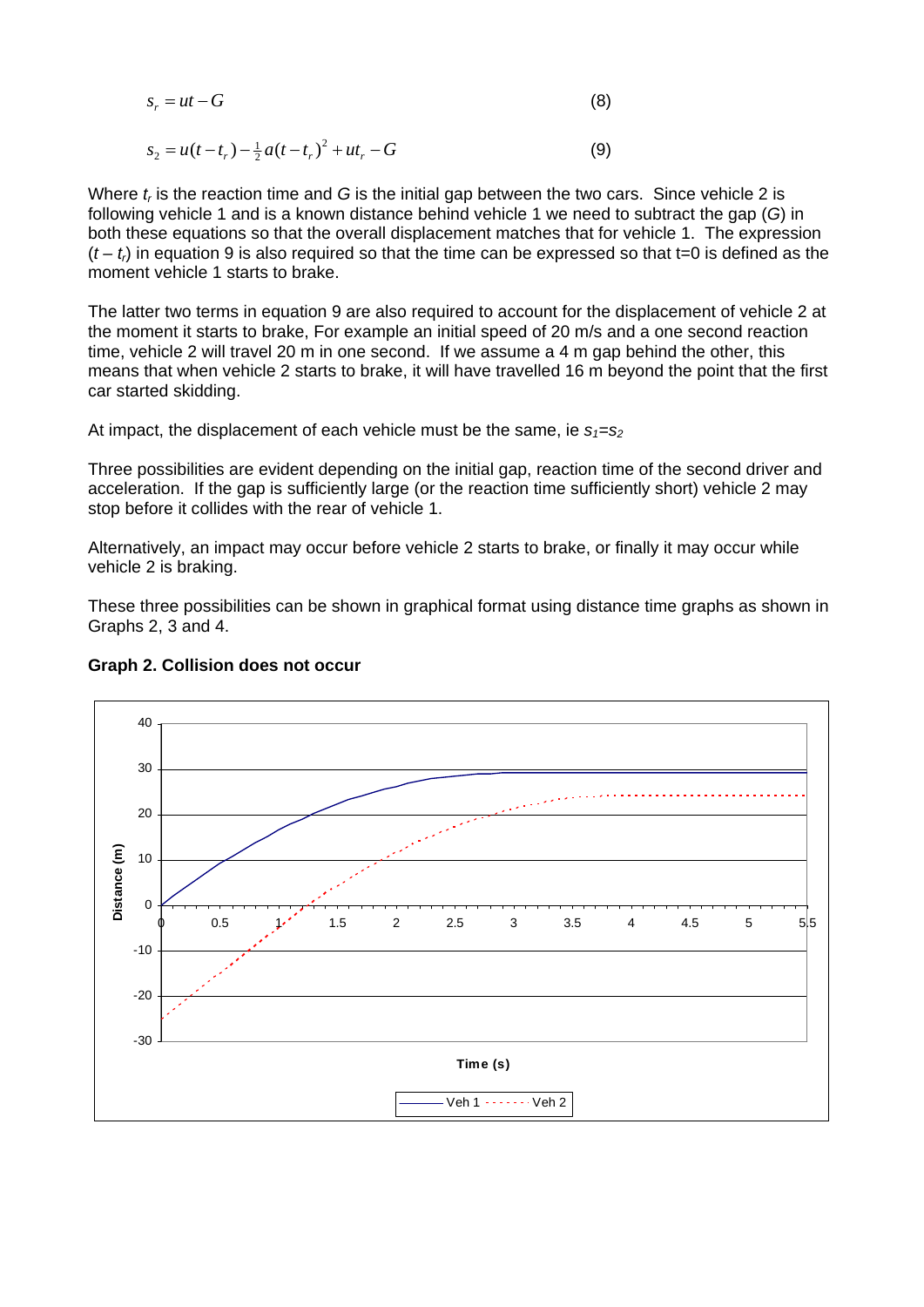$$s_r = ut - G \tag{8}$$

$$s_2 = u(t - t_r) - \tfrac{1}{2}a(t - t_r)^2 + ut_r - G \tag{9}$$

Where $t_r$ is the reaction time and $G$ is the initial gap between the two cars. Since vehicle 2 is following vehicle 1 and is a known distance behind vehicle 1 we need to subtract the gap ($G$) in both these equations so that the overall displacement matches that for vehicle 1. The expression ($t - t_r$) in equation 9 is also required so that the time can be expressed so that t=0 is defined as the moment vehicle 1 starts to brake.

The latter two terms in equation 9 are also required to account for the displacement of vehicle 2 at the moment it starts to brake, For example an initial speed of 20 m/s and a one second reaction time, vehicle 2 will travel 20 m in one second. If we assume a 4 m gap behind the other, this means that when vehicle 2 starts to brake, it will have travelled 16 m beyond the point that the first car started skidding.

At impact, the displacement of each vehicle must be the same, ie $s_1$=$s_2$

Three possibilities are evident depending on the initial gap, reaction time of the second driver and acceleration. If the gap is sufficiently large (or the reaction time sufficiently short) vehicle 2 may stop before it collides with the rear of vehicle 1.

Alternatively, an impact may occur before vehicle 2 starts to brake, or finally it may occur while vehicle 2 is braking.

These three possibilities can be shown in graphical format using distance time graphs as shown in Graphs 2, 3 and 4.

**Graph 2. Collision does not occur**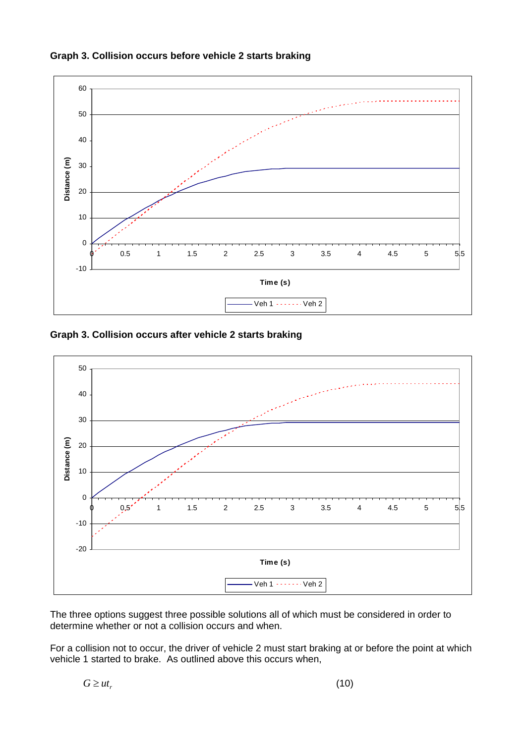**Graph 3. Collision occurs before vehicle 2 starts braking**

**Graph 3. Collision occurs after vehicle 2 starts braking**

The three options suggest three possible solutions all of which must be considered in order to determine whether or not a collision occurs and when.

For a collision not to occur, the driver of vehicle 2 must start braking at or before the point at which vehicle 1 started to brake. As outlined above this occurs when,

$$G \geq ut_r \tag{10}$$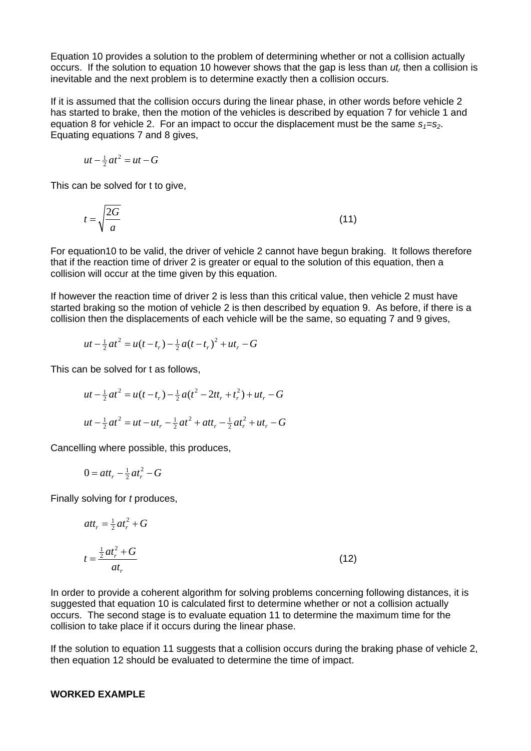Equation 10 provides a solution to the problem of determining whether or not a collision actually occurs. If the solution to equation 10 however shows that the gap is less than $ut_r$ then a collision is inevitable and the next problem is to determine exactly then a collision occurs.

If it is assumed that the collision occurs during the linear phase, in other words before vehicle 2 has started to brake, then the motion of the vehicles is described by equation 7 for vehicle 1 and equation 8 for vehicle 2. For an impact to occur the displacement must be the same $s_1 = s_2$. Equating equations 7 and 8 gives,

$$ut - \tfrac{1}{2}at^2 = ut - G$$

This can be solved for t to give,

$$t = \sqrt{\frac{2G}{a}} \qquad (11)$$

For equation10 to be valid, the driver of vehicle 2 cannot have begun braking. It follows therefore that if the reaction time of driver 2 is greater or equal to the solution of this equation, then a collision will occur at the time given by this equation.

If however the reaction time of driver 2 is less than this critical value, then vehicle 2 must have started braking so the motion of vehicle 2 is then described by equation 9. As before, if there is a collision then the displacements of each vehicle will be the same, so equating 7 and 9 gives,

$$ut - \tfrac{1}{2}at^2 = u(t - t_r) - \tfrac{1}{2}a(t - t_r)^2 + ut_r - G$$

This can be solved for t as follows,

$$ut - \tfrac{1}{2}at^2 = u(t - t_r) - \tfrac{1}{2}a(t^2 - 2tt_r + t_r^2) + ut_r - G$$

$$ut - \tfrac{1}{2}at^2 = ut - ut_r - \tfrac{1}{2}at^2 + att_r - \tfrac{1}{2}at_r^2 + ut_r - G$$

Cancelling where possible, this produces,

$$0 = att_r - \tfrac{1}{2}at_r^2 - G$$

Finally solving for *t* produces,

$$att_r = \tfrac{1}{2}at_r^2 + G$$

$$t = \frac{\tfrac{1}{2}at_r^2 + G}{at_r} \qquad (12)$$

In order to provide a coherent algorithm for solving problems concerning following distances, it is suggested that equation 10 is calculated first to determine whether or not a collision actually occurs. The second stage is to evaluate equation 11 to determine the maximum time for the collision to take place if it occurs during the linear phase.

If the solution to equation 11 suggests that a collision occurs during the braking phase of vehicle 2, then equation 12 should be evaluated to determine the time of impact.

**WORKED EXAMPLE**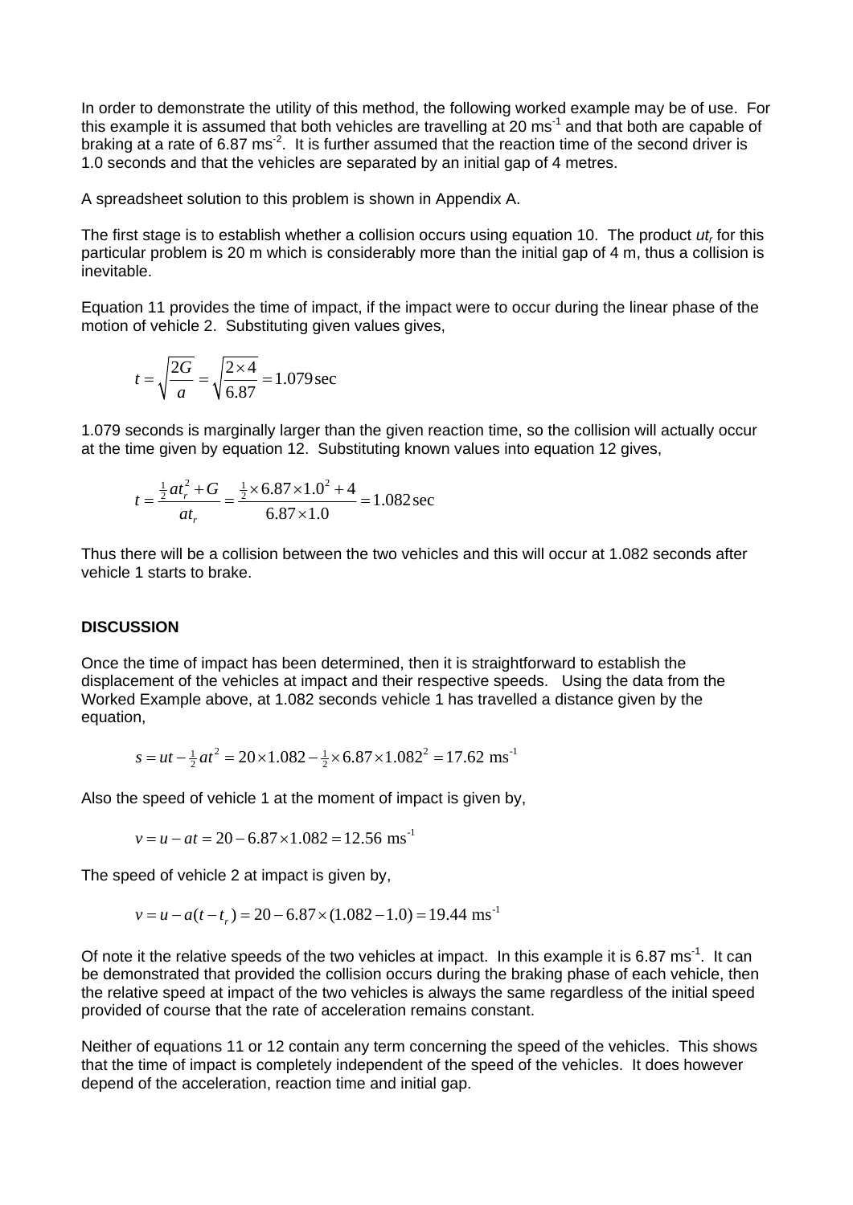In order to demonstrate the utility of this method, the following worked example may be of use. For this example it is assumed that both vehicles are travelling at 20 ms$^{-1}$ and that both are capable of braking at a rate of 6.87 ms$^{-2}$. It is further assumed that the reaction time of the second driver is 1.0 seconds and that the vehicles are separated by an initial gap of 4 metres.

A spreadsheet solution to this problem is shown in Appendix A.

The first stage is to establish whether a collision occurs using equation 10. The product $ut_r$ for this particular problem is 20 m which is considerably more than the initial gap of 4 m, thus a collision is inevitable.

Equation 11 provides the time of impact, if the impact were to occur during the linear phase of the motion of vehicle 2. Substituting given values gives,

$$t = \sqrt{\frac{2G}{a}} = \sqrt{\frac{2 \times 4}{6.87}} = 1.079\,\text{sec}$$

1.079 seconds is marginally larger than the given reaction time, so the collision will actually occur at the time given by equation 12. Substituting known values into equation 12 gives,

$$t = \frac{\frac{1}{2}at_r^2 + G}{at_r} = \frac{\frac{1}{2} \times 6.87 \times 1.0^2 + 4}{6.87 \times 1.0} = 1.082\,\text{sec}$$

Thus there will be a collision between the two vehicles and this will occur at 1.082 seconds after vehicle 1 starts to brake.

**DISCUSSION**

Once the time of impact has been determined, then it is straightforward to establish the displacement of the vehicles at impact and their respective speeds. Using the data from the Worked Example above, at 1.082 seconds vehicle 1 has travelled a distance given by the equation,

$$s = ut - \tfrac{1}{2}at^2 = 20 \times 1.082 - \tfrac{1}{2} \times 6.87 \times 1.082^2 = 17.62\ \text{ms}^{-1}$$

Also the speed of vehicle 1 at the moment of impact is given by,

$$v = u - at = 20 - 6.87 \times 1.082 = 12.56\ \text{ms}^{-1}$$

The speed of vehicle 2 at impact is given by,

$$v = u - a(t - t_r) = 20 - 6.87 \times (1.082 - 1.0) = 19.44\ \text{ms}^{-1}$$

Of note it the relative speeds of the two vehicles at impact. In this example it is 6.87 ms$^{-1}$. It can be demonstrated that provided the collision occurs during the braking phase of each vehicle, then the relative speed at impact of the two vehicles is always the same regardless of the initial speed provided of course that the rate of acceleration remains constant.

Neither of equations 11 or 12 contain any term concerning the speed of the vehicles. This shows that the time of impact is completely independent of the speed of the vehicles. It does however depend of the acceleration, reaction time and initial gap.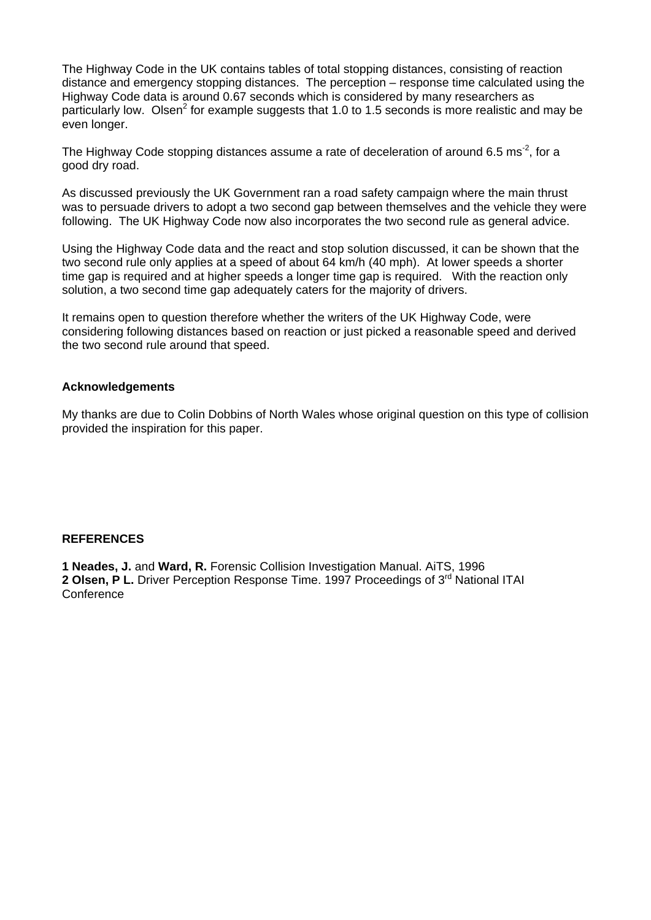The Highway Code in the UK contains tables of total stopping distances, consisting of reaction distance and emergency stopping distances. The perception – response time calculated using the Highway Code data is around 0.67 seconds which is considered by many researchers as particularly low. Olsen[2] for example suggests that 1.0 to 1.5 seconds is more realistic and may be even longer.

The Highway Code stopping distances assume a rate of deceleration of around 6.5 $ms^{-2}$, for a good dry road.

As discussed previously the UK Government ran a road safety campaign where the main thrust was to persuade drivers to adopt a two second gap between themselves and the vehicle they were following. The UK Highway Code now also incorporates the two second rule as general advice.

Using the Highway Code data and the react and stop solution discussed, it can be shown that the two second rule only applies at a speed of about 64 km/h (40 mph). At lower speeds a shorter time gap is required and at higher speeds a longer time gap is required. With the reaction only solution, a two second time gap adequately caters for the majority of drivers.

It remains open to question therefore whether the writers of the UK Highway Code, were considering following distances based on reaction or just picked a reasonable speed and derived the two second rule around that speed.

**Acknowledgements**

My thanks are due to Colin Dobbins of North Wales whose original question on this type of collision provided the inspiration for this paper.

**REFERENCES**

**1 Neades, J.** and **Ward, R.** Forensic Collision Investigation Manual. AiTS, 1996
**2 Olsen, P L.** Driver Perception Response Time. 1997 Proceedings of 3rd National ITAI Conference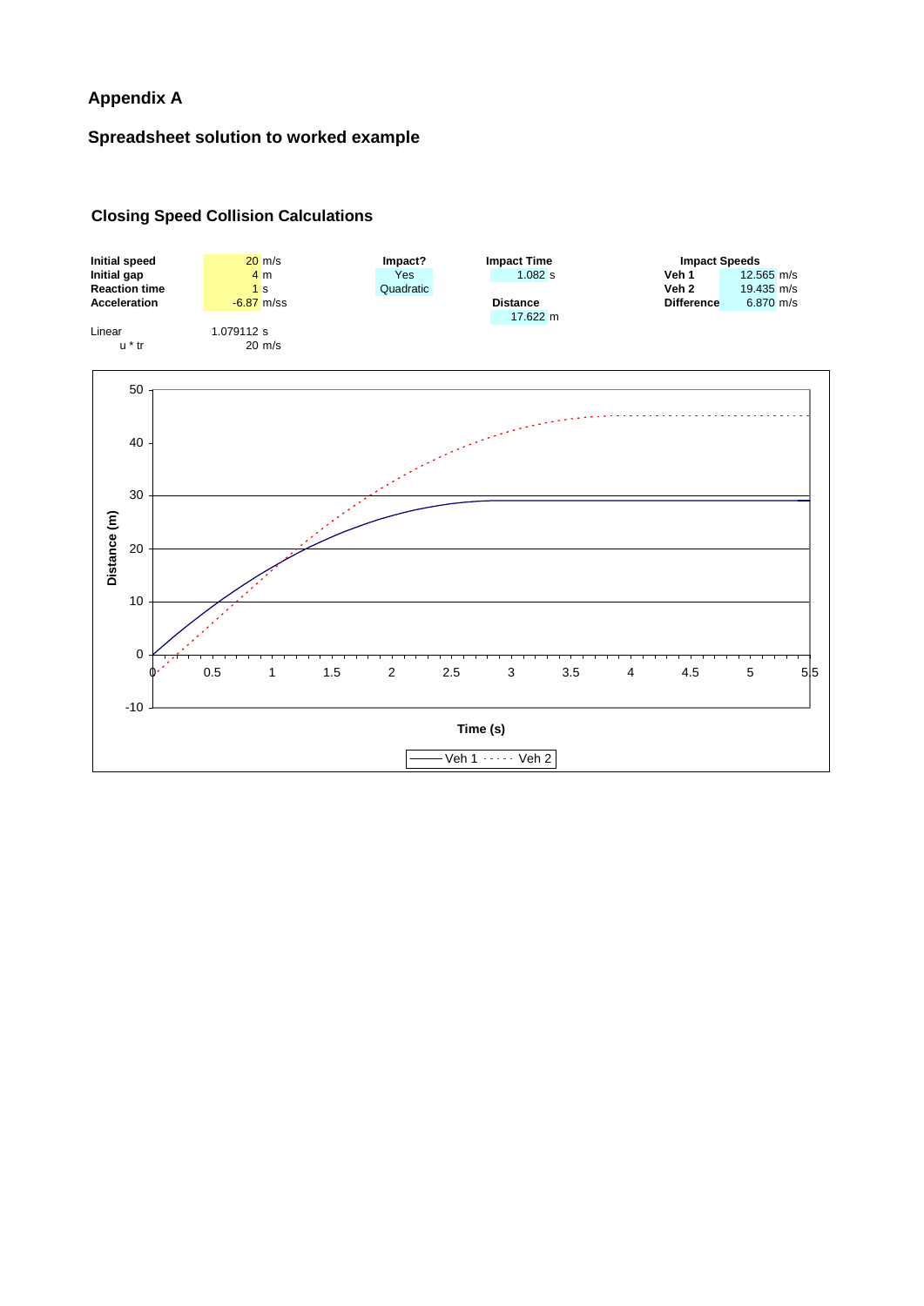## Appendix A

### Spreadsheet solution to worked example

#### Closing Speed Collision Calculations

| | | | | | | | |
|---|---|---|---|---|---|---|---|
| **Initial speed** | 20 m/s | **Impact?** | **Impact Time** | | **Impact Speeds** | |
| **Initial gap** | 4 m | Yes | 1.082 s | | **Veh 1** | 12.565 m/s |
| **Reaction time** | 1 s | Quadratic | | | **Veh 2** | 19.435 m/s |
| **Acceleration** | -6.87 m/ss | | **Distance** | | **Difference** | 6.870 m/s |
| | | | 17.622 m | | | |
| Linear | 1.079112 s | | | | | |
| u * tr | 20 m/s | | | | | |

Distance (m)

50
40
30
20
10
0
-10

0 0.5 1 1.5 2 2.5 3 3.5 4 4.5 5 5.5

Time (s)

Veh 1 Veh 2